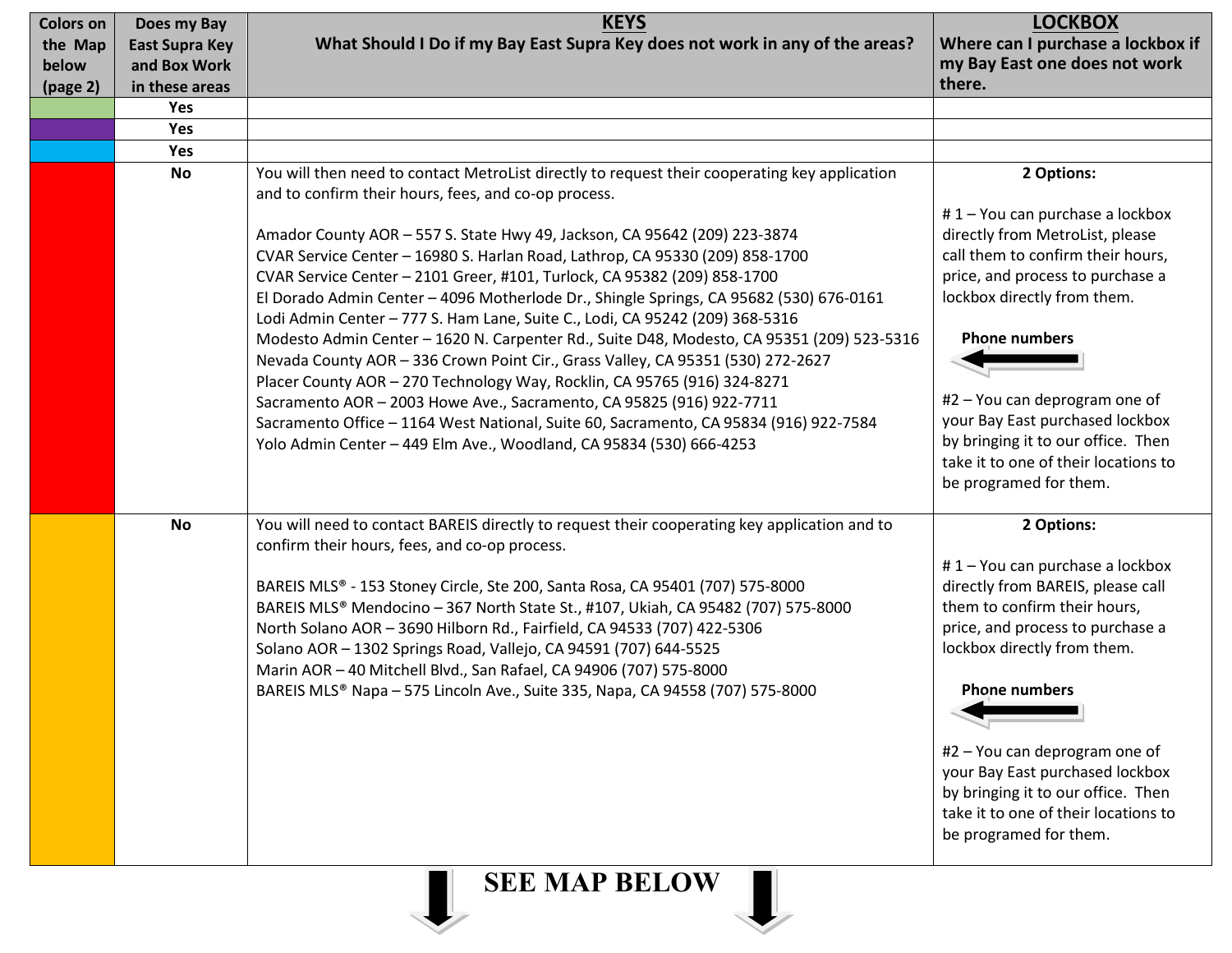| Colors on the Map below (page 2) | Does my Bay East Supra Key and Box Work in these areas | **KEYS**<br>What Should I Do if my Bay East Supra Key does not work in any of the areas? | **LOCKBOX**<br>Where can I purchase a lockbox if my Bay East one does not work there. |
|---|---|---|---|
| Green | Yes | | |
| Purple | Yes | | |
| Blue | Yes | | |
| Red | No | You will then need to contact MetroList directly to request their cooperating key application and to confirm their hours, fees, and co-op process.<br><br>Amador County AOR – 557 S. State Hwy 49, Jackson, CA 95642 (209) 223-3874<br>CVAR Service Center – 16980 S. Harlan Road, Lathrop, CA 95330 (209) 858-1700<br>CVAR Service Center – 2101 Greer, #101, Turlock, CA 95382 (209) 858-1700<br>El Dorado Admin Center – 4096 Motherlode Dr., Shingle Springs, CA 95682 (530) 676-0161<br>Lodi Admin Center – 777 S. Ham Lane, Suite C., Lodi, CA 95242 (209) 368-5316<br>Modesto Admin Center – 1620 N. Carpenter Rd., Suite D48, Modesto, CA 95351 (209) 523-5316<br>Nevada County AOR – 336 Crown Point Cir., Grass Valley, CA 95351 (530) 272-2627<br>Placer County AOR – 270 Technology Way, Rocklin, CA 95765 (916) 324-8271<br>Sacramento AOR – 2003 Howe Ave., Sacramento, CA 95825 (916) 922-7711<br>Sacramento Office – 1164 West National, Suite 60, Sacramento, CA 95834 (916) 922-7584<br>Yolo Admin Center – 449 Elm Ave., Woodland, CA 95834 (530) 666-4253 | **2 Options:**<br><br># 1 – You can purchase a lockbox directly from MetroList, please call them to confirm their hours, price, and process to purchase a lockbox directly from them.<br><br>**Phone numbers** ←<br><br>#2 – You can deprogram one of your Bay East purchased lockbox by bringing it to our office. Then take it to one of their locations to be programed for them. |
| Orange | No | You will need to contact BAREIS directly to request their cooperating key application and to confirm their hours, fees, and co-op process.<br><br>BAREIS MLS® - 153 Stoney Circle, Ste 200, Santa Rosa, CA 95401 (707) 575-8000<br>BAREIS MLS® Mendocino – 367 North State St., #107, Ukiah, CA 95482 (707) 575-8000<br>North Solano AOR – 3690 Hilborn Rd., Fairfield, CA 94533 (707) 422-5306<br>Solano AOR – 1302 Springs Road, Vallejo, CA 94591 (707) 644-5525<br>Marin AOR – 40 Mitchell Blvd., San Rafael, CA 94906 (707) 575-8000<br>BAREIS MLS® Napa – 575 Lincoln Ave., Suite 335, Napa, CA 94558 (707) 575-8000 | **2 Options:**<br><br># 1 – You can purchase a lockbox directly from BAREIS, please call them to confirm their hours, price, and process to purchase a lockbox directly from them.<br><br>**Phone numbers** ←<br><br>#2 – You can deprogram one of your Bay East purchased lockbox by bringing it to our office. Then take it to one of their locations to be programed for them. |

**SEE MAP BELOW**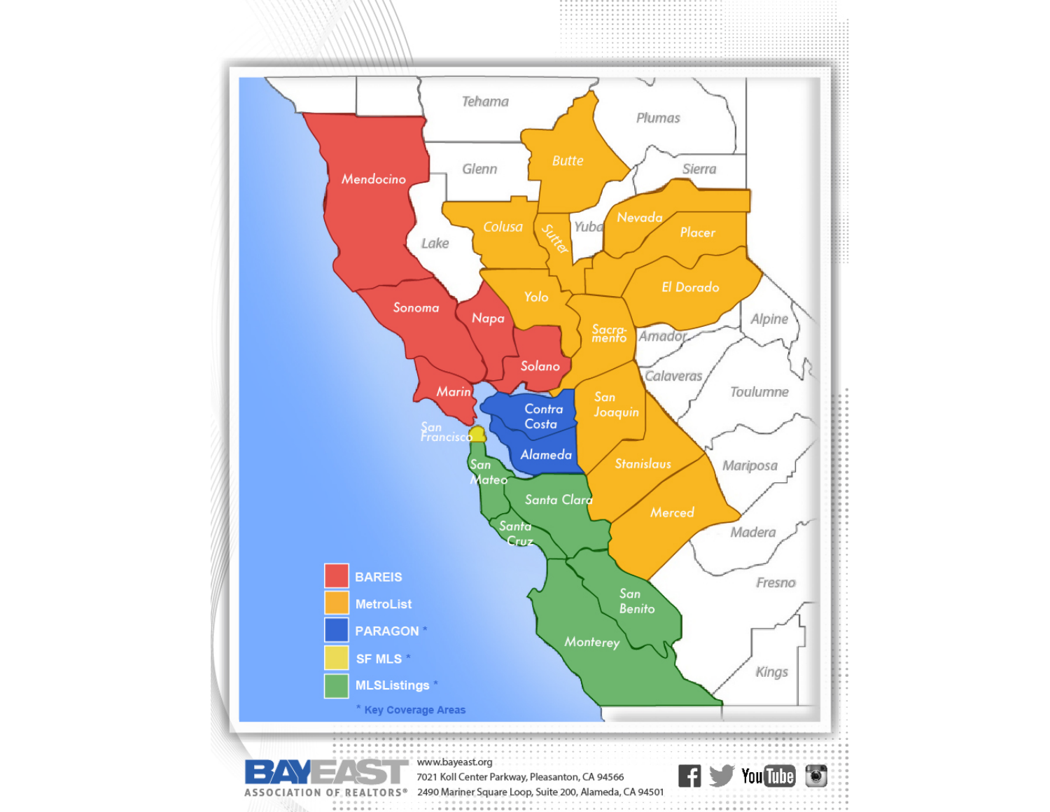Tehama

Plumas

Glenn

Butte

Sierra

Mendocino

Colusa

Sutter

Yuba

Nevada

Placer

Lake

Yolo

El Dorado

Sonoma

Napa

Sacra-mento

Amador

Alpine

Solano

Calaveras

Toulumne

Marin

Contra Costa

San Joaquin

San Francisco

Alameda

San Mateo

Stanislaus

Mariposa

Santa Clara

Merced

Santa Cruz

Madera

Fresno

San Benito

Monterey

Kings

BAREIS

MetroList

PARAGON *

SF MLS *

MLSListings *

* Key Coverage Areas

BAYEAST ASSOCIATION OF REALTORS®

www.bayeast.org
7021 Koll Center Parkway, Pleasanton, CA 94566
2490 Mariner Square Loop, Suite 200, Alameda, CA 94501